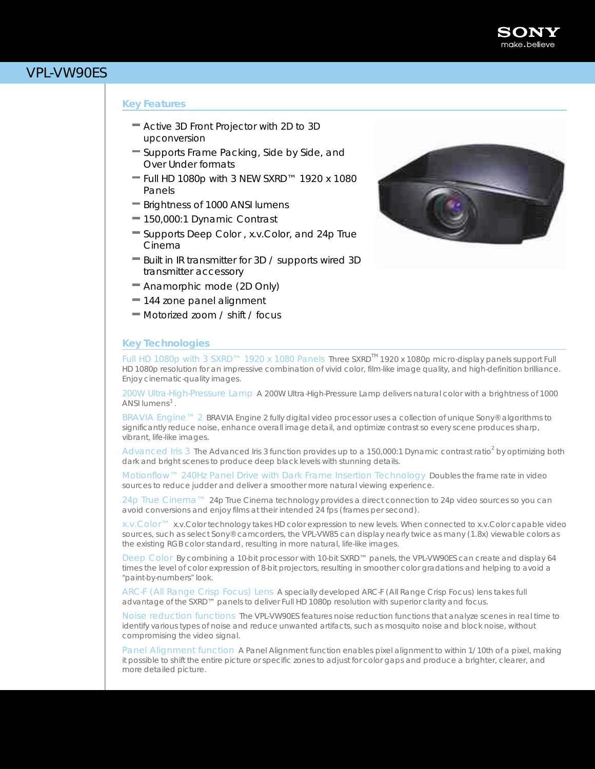# VPL-VW90ES

## Key Features

- Active 3D Front Projector with 2D to 3D upconversion
- Supports Frame Packing, Side by Side, and Over Under formats
- Full HD 1080p with 3 NEW SXRD™ 1920 x 1080 Panels
- Brightness of 1000 ANSI lumens
- 150,000:1 Dynamic Contrast
- Supports Deep Color , x.v.Color, and 24p True Cinema
- Built in IR transmitter for 3D / supports wired 3D transmitter accessory
- Anamorphic mode (2D Only)
- 144 zone panel alignment
- Motorized zoom / shift / focus

## Key Technologies

**Full HD 1080p with 3 SXRD™ 1920 x 1080 Panels** Three SXRD™ 1920 x 1080p micro-display panels support Full HD 1080p resolution for an impressive combination of vivid color, film-like image quality, and high-definition brilliance. Enjoy cinematic-quality images.

**200W Ultra-High-Pressure Lamp** A 200W Ultra-High-Pressure Lamp delivers natural color with a brightness of 1000 ANSI lumens[3] .

**BRAVIA Engine™ 2** BRAVIA Engine 2 fully digital video processor uses a collection of unique Sony® algorithms to significantly reduce noise, enhance overall image detail, and optimize contrast so every scene produces sharp, vibrant, life-like images.

**Advanced Iris 3** The Advanced Iris 3 function provides up to a 150,000:1 Dynamic contrast ratio[2] by optimizing both dark and bright scenes to produce deep black levels with stunning details.

**Motionflow™ 240Hz Panel Drive with Dark Frame Insertion Technology** Doubles the frame rate in video sources to reduce judder and deliver a smoother more natural viewing experience.

**24p True Cinema™** 24p True Cinema technology provides a direct connection to 24p video sources so you can avoid conversions and enjoy films at their intended 24 fps (frames per second).

**x.v.Color™** x.v.Color technology takes HD color expression to new levels. When connected to x.v.Color capable video sources, such as select Sony® camcorders, the VPL-VW85 can display nearly twice as many (1.8x) viewable colors as the existing RGB color standard, resulting in more natural, life-like images.

**Deep Color** By combining a 10-bit processor with 10-bit SXRD™ panels, the VPL-VW90ES can create and display 64 times the level of color expression of 8-bit projectors, resulting in smoother color gradations and helping to avoid a "paint-by-numbers" look.

**ARC-F (All Range Crisp Focus) Lens** A specially developed ARC-F (All Range Crisp Focus) lens takes full advantage of the SXRD™ panels to deliver Full HD 1080p resolution with superior clarity and focus.

**Noise reduction functions** The VPL-VW90ES features noise reduction functions that analyze scenes in real time to identify various types of noise and reduce unwanted artifacts, such as mosquito noise and block noise, without compromising the video signal.

**Panel Alignment function** A Panel Alignment function enables pixel alignment to within 1/10th of a pixel, making it possible to shift the entire picture or specific zones to adjust for color gaps and produce a brighter, clearer, and more detailed picture.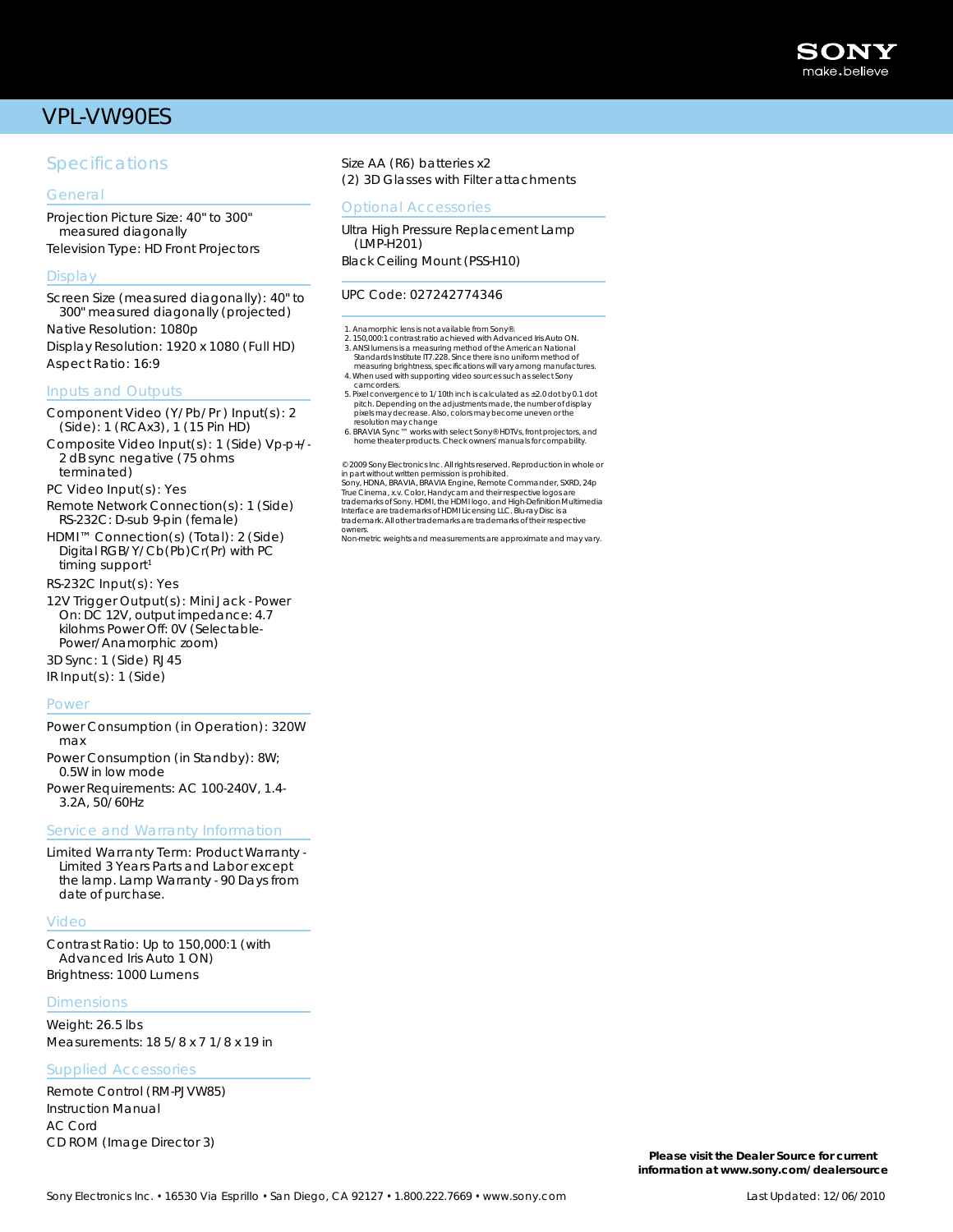# VPL-VW90ES

## Specifications

### General

Projection Picture Size: 40" to 300" measured diagonally

Television Type: HD Front Projectors

### Display

Screen Size (measured diagonally): 40" to 300" measured diagonally (projected)

Native Resolution: 1080p

Display Resolution: 1920 x 1080 (Full HD)

Aspect Ratio: 16:9

### Inputs and Outputs

Component Video (Y/Pb/Pr) Input(s): 2 (Side): 1 (RCAx3), 1 (15 Pin HD)

Composite Video Input(s): 1 (Side) Vp-p+/-2 dB sync negative (75 ohms terminated)

PC Video Input(s): Yes

Remote Network Connection(s): 1 (Side) RS-232C: D-sub 9-pin (female)

HDMI™ Connection(s) (Total): 2 (Side) Digital RGB/Y/Cb(Pb)Cr(Pr) with PC timing support[1]

RS-232C Input(s): Yes

12V Trigger Output(s): Mini Jack - Power On: DC 12V, output impedance: 4.7 kilohms Power Off: 0V (Selectable-Power/Anamorphic zoom)

3D Sync: 1 (Side) RJ45

IR Input(s): 1 (Side)

### Power

Power Consumption (in Operation): 320W max

Power Consumption (in Standby): 8W; 0.5W in low mode

Power Requirements: AC 100-240V, 1.4-3.2A, 50/60Hz

### Service and Warranty Information

Limited Warranty Term: Product Warranty - Limited 3 Years Parts and Labor except the lamp. Lamp Warranty - 90 Days from date of purchase.

### Video

Contrast Ratio: Up to 150,000:1 (with Advanced Iris Auto 1 ON)

Brightness: 1000 Lumens

### Dimensions

Weight: 26.5 lbs

Measurements: 18 5/8 x 7 1/8 x 19 in

### Supplied Accessories

Remote Control (RM-PJVW85)

Instruction Manual

AC Cord

CD ROM (Image Director 3)

Size AA (R6) batteries x2

(2) 3D Glasses with Filter attachments

### Optional Accessories

Ultra High Pressure Replacement Lamp (LMP-H201)

Black Ceiling Mount (PSS-H10)

UPC Code: 027242774346

1. Anamorphic lens is not available from Sony®.
2. 150,000:1 contrast ratio achieved with Advanced Iris Auto ON.
3. ANSI lumens is a measuring method of the American National Standards Institute IT7.228. Since there is no uniform method of measuring brightness, specifications will vary among manufactures.
4. When used with supporting video sources such as select Sony camcorders.
5. Pixel convergence to 1/10th inch is calculated as ±2.0 dot by 0.1 dot pitch. Depending on the adjustments made, the number of display pixels may decrease. Also, colors may become uneven or the resolution may change
6. BRAVIA Sync™ works with select Sony® HDTVs, front projectors, and home theater products. Check owners' manuals for compability.

© 2009 Sony Electronics Inc. All rights reserved. Reproduction in whole or in part without written permission is prohibited.
Sony, HDNA, BRAVIA, BRAVIA Engine, Remote Commander, SXRD, 24p True Cinema, x.v. Color, Handycam and their respective logos are trademarks of Sony. HDMI, the HDMI logo, and High-Definition Multimedia Interface are trademarks of HDMI Licensing LLC. Blu-ray Disc is a trademark. All other trademarks are trademarks of their respective owners.
Non-metric weights and measurements are approximate and may vary.

**Please visit the Dealer Source for current information at www.sony.com/dealersource**

Sony Electronics Inc. • 16530 Via Esprillo • San Diego, CA 92127 • 1.800.222.7669 • www.sony.com

Last Updated: 12/06/2010